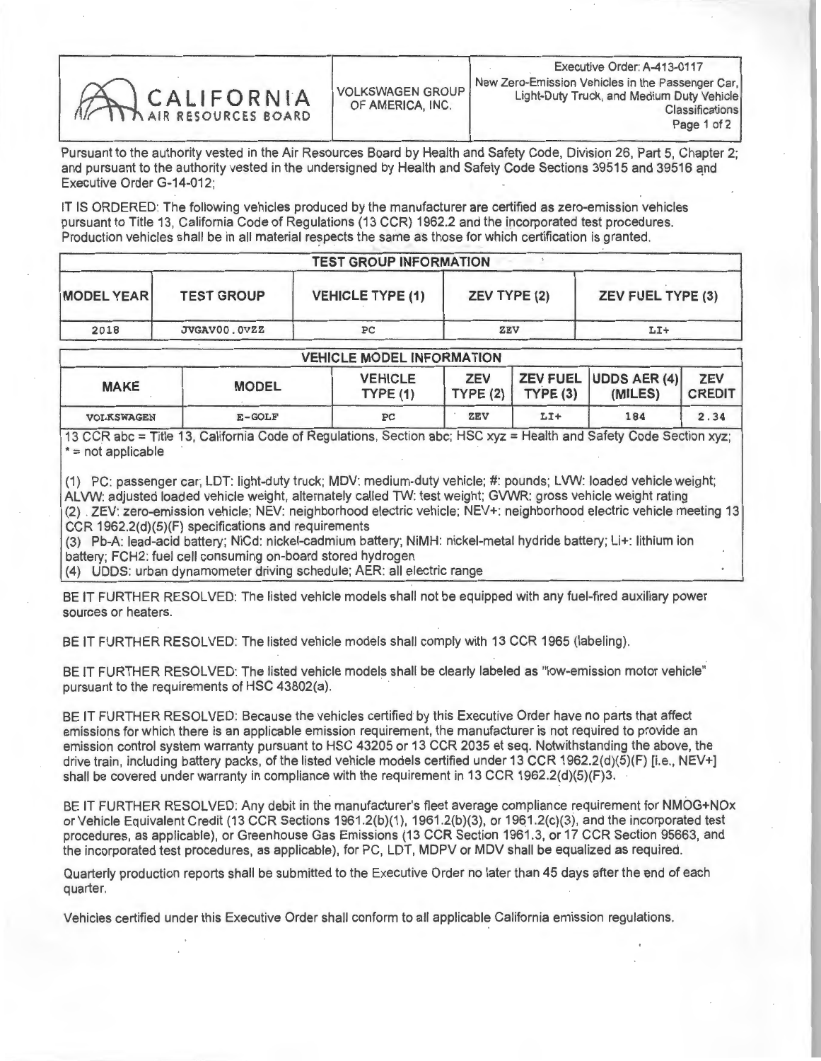| CALIFORNIA AIR RESOURCES BOARD | VOLKSWAGEN GROUP OF AMERICA, INC. | Executive Order: A-413-0117<br>New Zero-Emission Vehicles in the Passenger Car, Light-Duty Truck, and Medium Duty Vehicle Classifications |
|---|---|---|

Pursuant to the authority vested in the Air Resources Board by Health and Safety Code, Division 26, Part 5, Chapter 2; and pursuant to the authority vested in the undersigned by Health and Safety Code Sections 39515 and 39516 and Executive Order G-14-012;

IT IS ORDERED: The following vehicles produced by the manufacturer are certified as zero-emission vehicles pursuant to Title 13, California Code of Regulations (13 CCR) 1962.2 and the incorporated test procedures. Production vehicles shall be in all material respects the same as those for which certification is granted.

| TEST GROUP INFORMATION | | | | |
|---|---|---|---|---|
| MODEL YEAR | TEST GROUP | VEHICLE TYPE (1) | ZEV TYPE (2) | ZEV FUEL TYPE (3) |
| 2018 | JVGAV00.0VZZ | PC | ZEV | LI+ |

| VEHICLE MODEL INFORMATION | | | | | | |
|---|---|---|---|---|---|---|
| MAKE | MODEL | VEHICLE TYPE (1) | ZEV TYPE (2) | ZEV FUEL TYPE (3) | UDDS AER (4) (MILES) | ZEV CREDIT |
| VOLKSWAGEN | E-GOLF | PC | ZEV | LI+ | 184 | 2.34 |

13 CCR abc = Title 13, California Code of Regulations, Section abc; HSC xyz = Health and Safety Code Section xyz; * = not applicable

(1) PC: passenger car; LDT: light-duty truck; MDV: medium-duty vehicle; #: pounds; LVW: loaded vehicle weight; ALVW: adjusted loaded vehicle weight, alternately called TW: test weight; GVWR: gross vehicle weight rating
(2) ZEV: zero-emission vehicle; NEV: neighborhood electric vehicle; NEV+: neighborhood electric vehicle meeting 13 CCR 1962.2(d)(5)(F) specifications and requirements
(3) Pb-A: lead-acid battery; NiCd: nickel-cadmium battery; NiMH: nickel-metal hydride battery; Li+: lithium ion battery; FCH2: fuel cell consuming on-board stored hydrogen
(4) UDDS: urban dynamometer driving schedule; AER: all electric range

BE IT FURTHER RESOLVED: The listed vehicle models shall not be equipped with any fuel-fired auxiliary power sources or heaters.

BE IT FURTHER RESOLVED: The listed vehicle models shall comply with 13 CCR 1965 (labeling).

BE IT FURTHER RESOLVED: The listed vehicle models shall be clearly labeled as "low-emission motor vehicle" pursuant to the requirements of HSC 43802(a).

BE IT FURTHER RESOLVED: Because the vehicles certified by this Executive Order have no parts that affect emissions for which there is an applicable emission requirement, the manufacturer is not required to provide an emission control system warranty pursuant to HSC 43205 or 13 CCR 2035 et seq. Notwithstanding the above, the drive train, including battery packs, of the listed vehicle models certified under 13 CCR 1962.2(d)(5)(F) [i.e., NEV+] shall be covered under warranty in compliance with the requirement in 13 CCR 1962.2(d)(5)(F)3.

BE IT FURTHER RESOLVED: Any debit in the manufacturer's fleet average compliance requirement for NMOG+NOx or Vehicle Equivalent Credit (13 CCR Sections 1961.2(b)(1), 1961.2(b)(3), or 1961.2(c)(3), and the incorporated test procedures, as applicable), or Greenhouse Gas Emissions (13 CCR Section 1961.3, or 17 CCR Section 95663, and the incorporated test procedures, as applicable), for PC, LDT, MDPV or MDV shall be equalized as required.

Quarterly production reports shall be submitted to the Executive Order no later than 45 days after the end of each quarter.

Vehicles certified under this Executive Order shall conform to all applicable California emission regulations.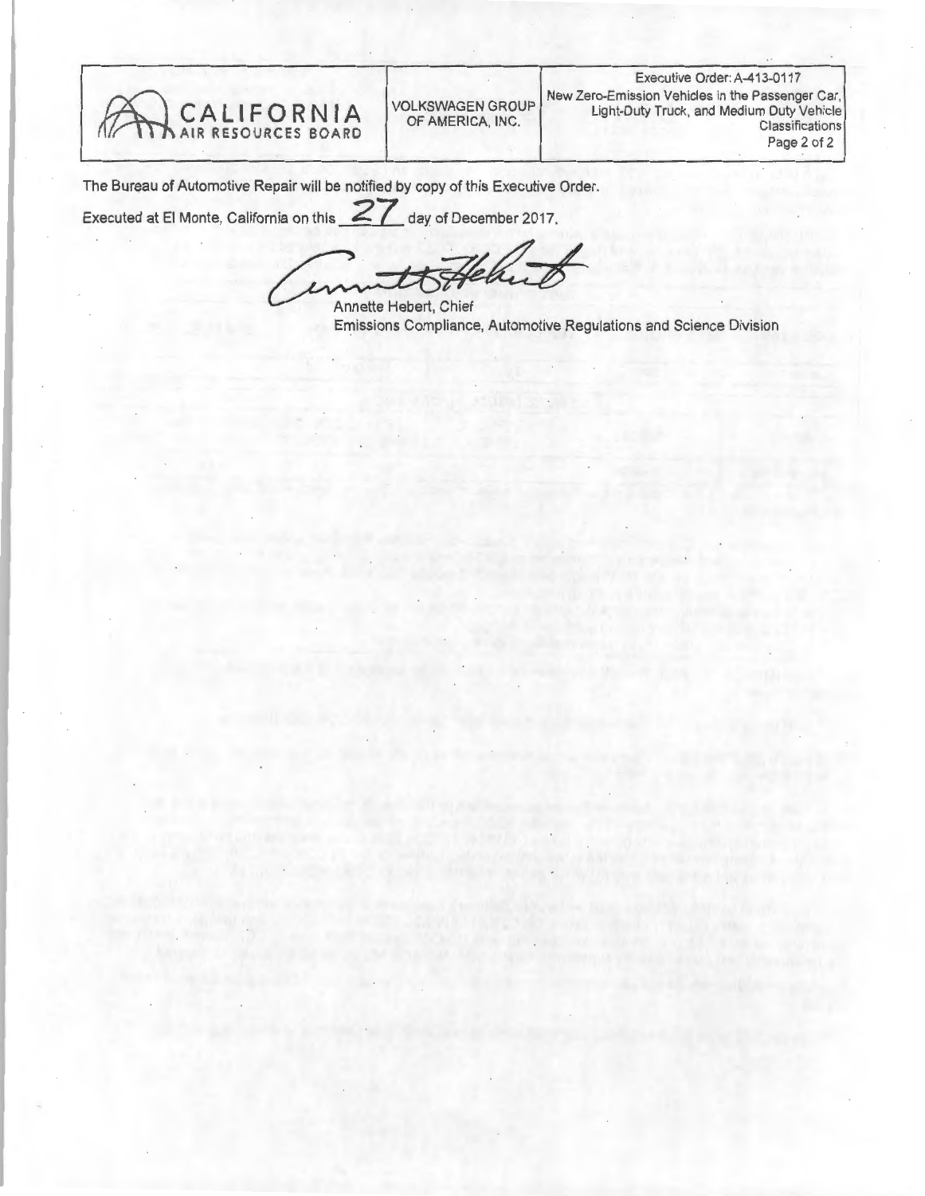The Bureau of Automotive Repair will be notified by copy of this Executive Order.

Executed at El Monte, California on this 27 day of December 2017.

Annette Hebert, Chief
Emissions Compliance, Automotive Regulations and Science Division